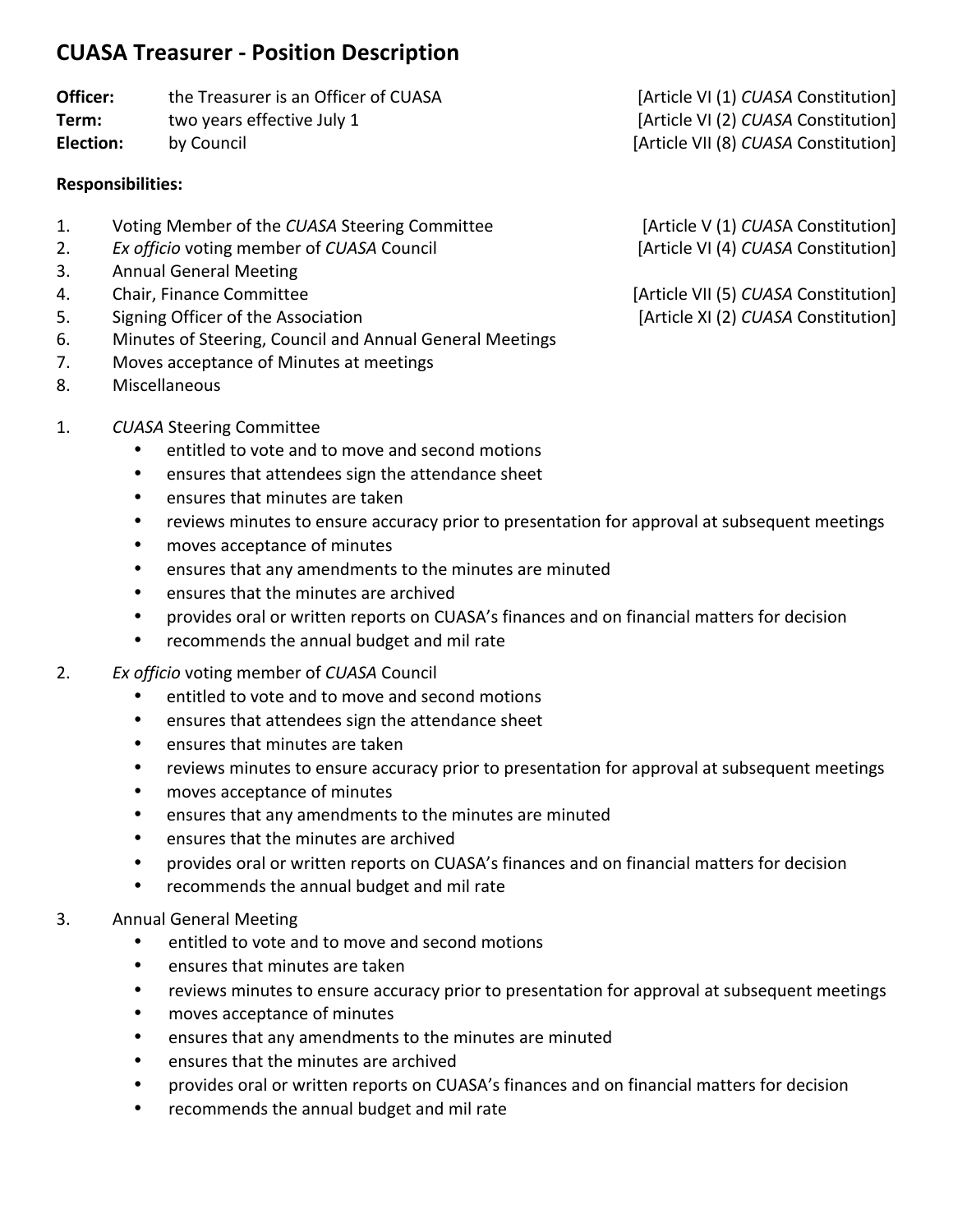# CUASA Treasurer - Position Description

| | | |
|---|---|---|
| **Officer:** | the Treasurer is an Officer of CUASA | [Article VI (1) *CUASA* Constitution] |
| **Term:** | two years effective July 1 | [Article VI (2) *CUASA* Constitution] |
| **Election:** | by Council | [Article VII (8) *CUASA* Constitution] |

**Responsibilities:**

| | | |
|---|---|---|
| 1. | Voting Member of the *CUASA* Steering Committee | [Article V (1) *CUAS*A Constitution] |
| 2. | *Ex officio* voting member of *CUASA* Council | [Article VI (4) *CUASA* Constitution] |
| 3. | Annual General Meeting | |
| 4. | Chair, Finance Committee | [Article VII (5) *CUASA* Constitution] |
| 5. | Signing Officer of the Association | [Article XI (2) *CUASA* Constitution] |
| 6. | Minutes of Steering, Council and Annual General Meetings | |
| 7. | Moves acceptance of Minutes at meetings | |
| 8. | Miscellaneous | |

1. *CUASA* Steering Committee
   - entitled to vote and to move and second motions
   - ensures that attendees sign the attendance sheet
   - ensures that minutes are taken
   - reviews minutes to ensure accuracy prior to presentation for approval at subsequent meetings
   - moves acceptance of minutes
   - ensures that any amendments to the minutes are minuted
   - ensures that the minutes are archived
   - provides oral or written reports on CUASA's finances and on financial matters for decision
   - recommends the annual budget and mil rate

2. *Ex officio* voting member of *CUASA* Council
   - entitled to vote and to move and second motions
   - ensures that attendees sign the attendance sheet
   - ensures that minutes are taken
   - reviews minutes to ensure accuracy prior to presentation for approval at subsequent meetings
   - moves acceptance of minutes
   - ensures that any amendments to the minutes are minuted
   - ensures that the minutes are archived
   - provides oral or written reports on CUASA's finances and on financial matters for decision
   - recommends the annual budget and mil rate

3. Annual General Meeting
   - entitled to vote and to move and second motions
   - ensures that minutes are taken
   - reviews minutes to ensure accuracy prior to presentation for approval at subsequent meetings
   - moves acceptance of minutes
   - ensures that any amendments to the minutes are minuted
   - ensures that the minutes are archived
   - provides oral or written reports on CUASA's finances and on financial matters for decision
   - recommends the annual budget and mil rate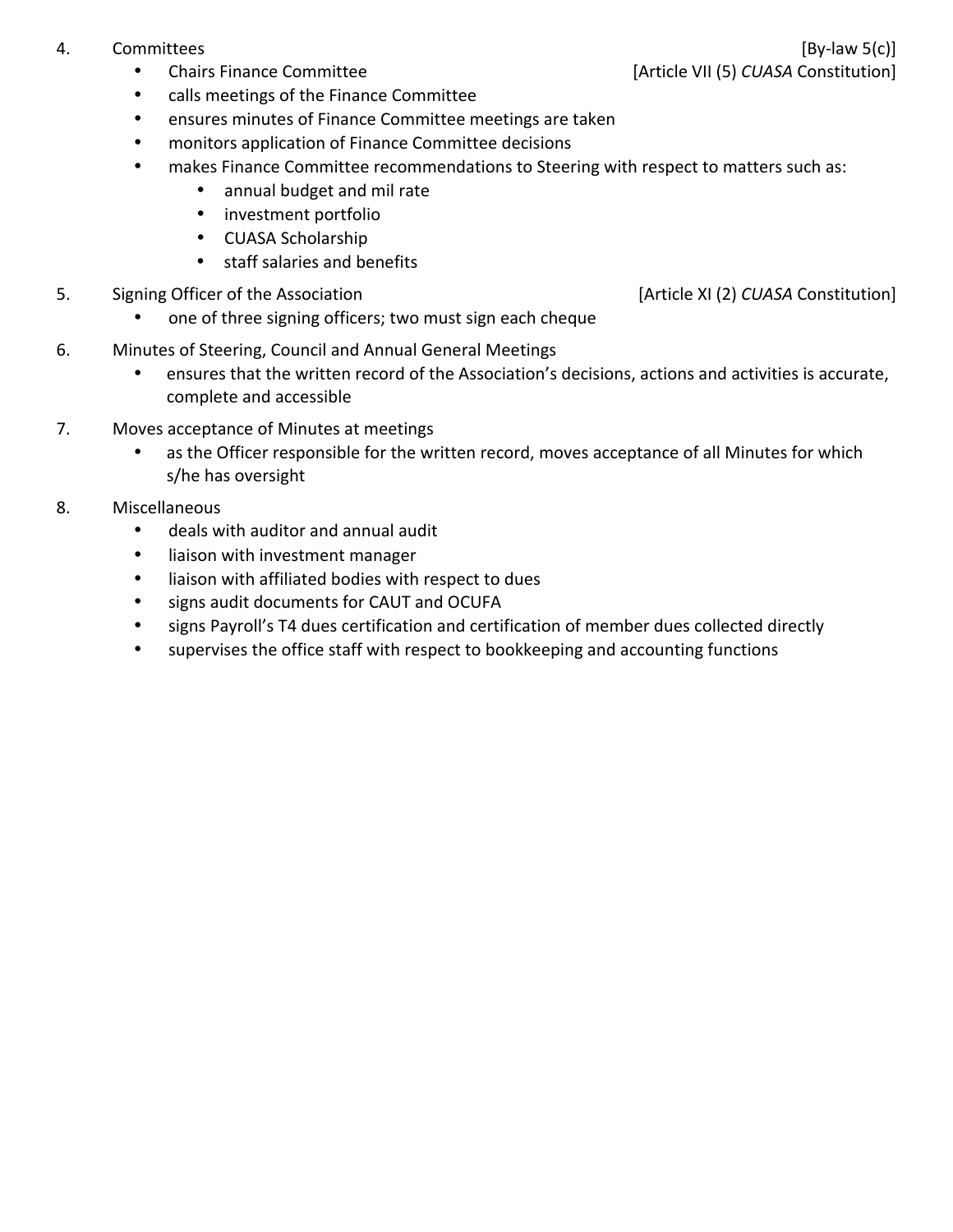4. Committees [By-law 5(c)]
   - Chairs Finance Committee [Article VII (5) *CUASA* Constitution]
   - calls meetings of the Finance Committee
   - ensures minutes of Finance Committee meetings are taken
   - monitors application of Finance Committee decisions
   - makes Finance Committee recommendations to Steering with respect to matters such as:
     - annual budget and mil rate
     - investment portfolio
     - CUASA Scholarship
     - staff salaries and benefits

5. Signing Officer of the Association [Article XI (2) *CUASA* Constitution]
   - one of three signing officers; two must sign each cheque

6. Minutes of Steering, Council and Annual General Meetings
   - ensures that the written record of the Association's decisions, actions and activities is accurate, complete and accessible

7. Moves acceptance of Minutes at meetings
   - as the Officer responsible for the written record, moves acceptance of all Minutes for which s/he has oversight

8. Miscellaneous
   - deals with auditor and annual audit
   - liaison with investment manager
   - liaison with affiliated bodies with respect to dues
   - signs audit documents for CAUT and OCUFA
   - signs Payroll's T4 dues certification and certification of member dues collected directly
   - supervises the office staff with respect to bookkeeping and accounting functions